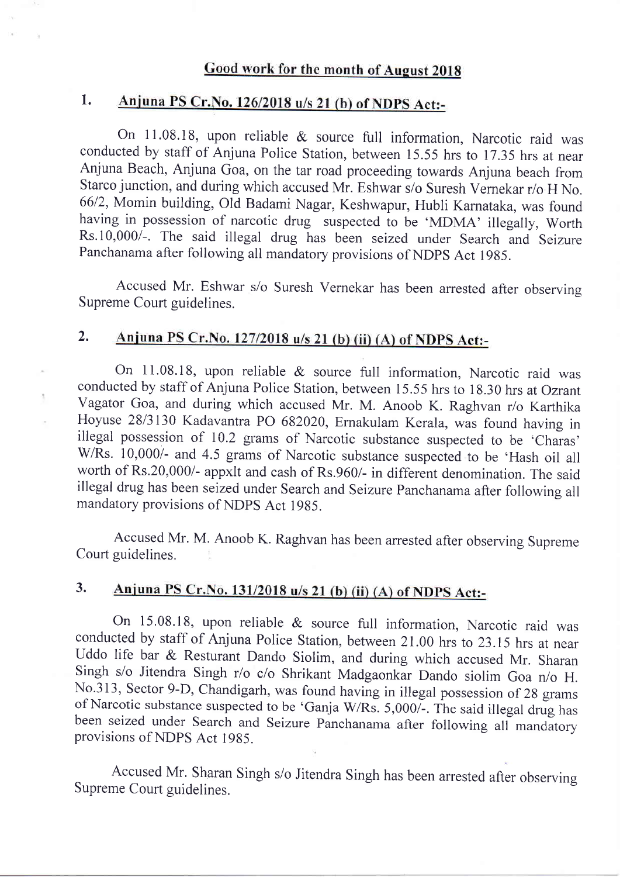## Good work for the month of August 2018

### 1. Anjuna PS Cr.No. 126/2018 u/s 21 (b) of NDPS Act:-

On 11.08.18, upon reliable & source full information, Narcotic raid was conducted by staff of Anjuna Police Station, between 15.55 hrs to 17.35 hrs at near Anjuna Beach, Anjuna Goa, on the tar road proceeding towards Anjuna beach from Starco junction, and during which accused Mr. Eshwar s/o Suresh Vernekar r/o H No. 66/2, Momin building, Old Badami Nagar, Keshwapur, Hubli Karnataka, was found having in possession of narcotic drug suspected to be 'MDMA' illegally, Worth Rs.10,000/-. The said illegal drug has been seized under Search and Seizure Panchanama after following all mandatory provisions of NDPS Act 1985.

Accused Mr. Eshwar s/o Suresh Vernekar has been arrested after observing Supreme Court guidelines.

### 2. Anjuna PS Cr.No. 127/2018 u/s 21 (b) (ii) (A) of NDPS Act:-

On 11.08.18, upon reliable & source full information, Narcotic raid was conducted by staff of Anjuna Police Station, between 15.55 hrs to 18.30 hrs at Ozrant Vagator Goa, and during which accused Mr. M. Anoob K. Raghvan r/o Karthika Hoyuse 28/3130 Kadavantra PO 682020, Ernakulam Kerala, was found having in illegal possession of 10.2 grams of Narcotic substance suspected to be 'Charas' W/Rs. 10,000/- and 4.5 grams of Narcotic substance suspected to be 'Hash oil all worth of Rs.20,000/- appxlt and cash of Rs.960/- in different denomination. The said illegal drug has been seized under Search and Seizure Panchanama after following all mandatory provisions of NDPS Act 1985.

Accused Mr. M. Anoob K. Raghvan has been arrested after observing Supreme Court guidelines.

### 3. Anjuna PS Cr.No. 131/2018 u/s 21 (b) (ii) (A) of NDPS Act:-

On 15.08.18, upon reliable & source full information, Narcotic raid was conducted by staff of Anjuna Police Station, between 21.00 hrs to 23.15 hrs at near Uddo life bar & Resturant Dando Siolim, and during which accused Mr. Sharan Singh s/o Jitendra Singh r/o c/o Shrikant Madgaonkar Dando siolim Goa n/o H. No.313, Sector 9-D, Chandigarh, was found having in illegal possession of 28 grams of Narcotic substance suspected to be 'Ganja W/Rs. 5,000/-. The said illegal drug has been seized under Search and Seizure Panchanama after following all mandatory provisions of NDPS Act 1985.

Accused Mr. Sharan Singh s/o Jitendra Singh has been arrested after observing Supreme Court guidelines.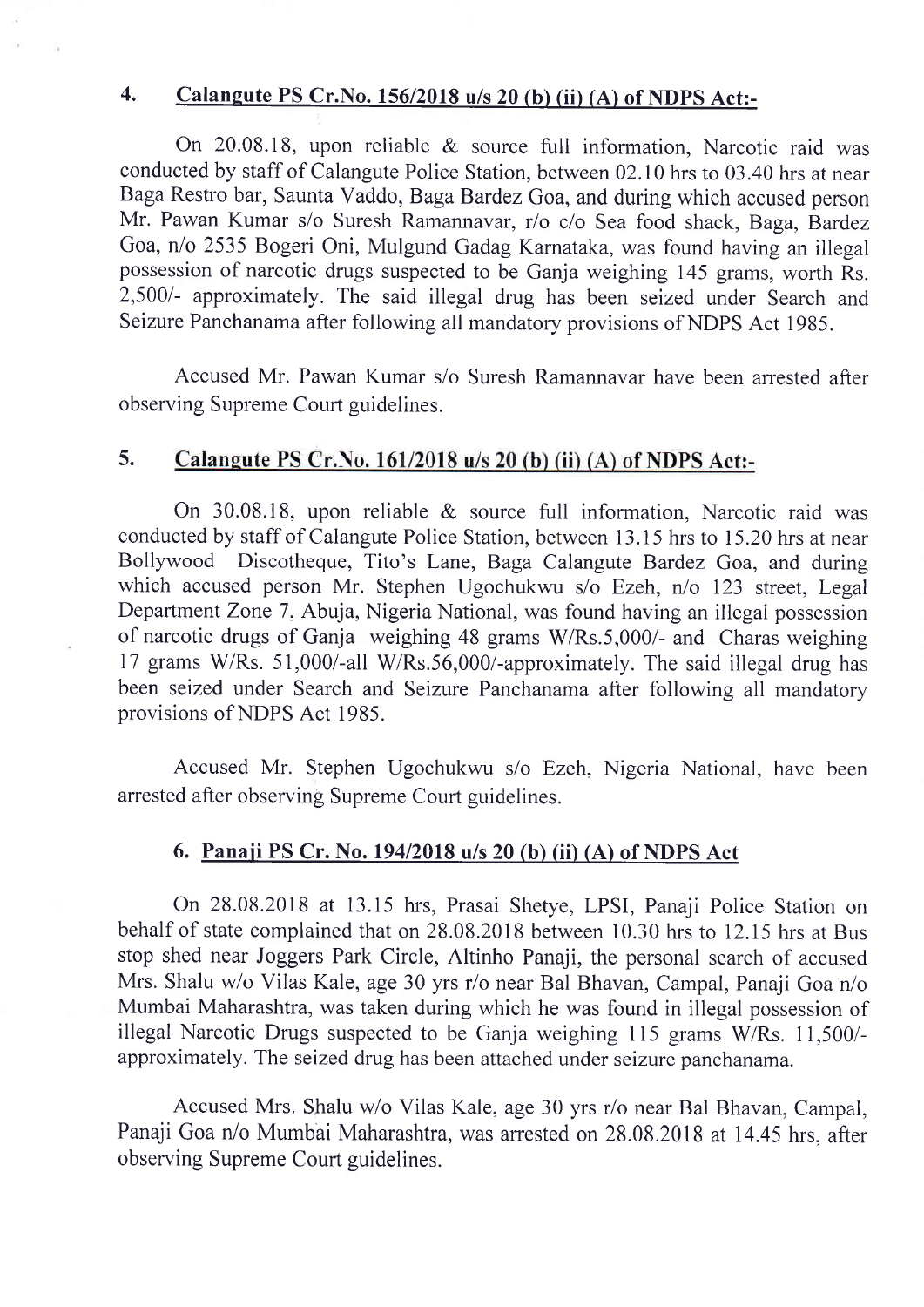## 4. Calangute PS Cr.No. 156/2018 u/s 20 (b) (ii) (A) of NDPS Act:-

On 20.08.18, upon reliable & source full information, Narcotic raid was conducted by staff of Calangute Police Station, between 02.10 hrs to 03.40 hrs at near Baga Restro bar, Saunta Vaddo, Baga Bardez Goa, and during which accused person Mr. Pawan Kumar s/o Suresh Ramannavar, r/o c/o Sea food shack, Baga, Bardez Goa, n/o 2535 Bogeri Oni, Mulgund Gadag Karnataka, was found having an illegal possession of narcotic drugs suspected to be Ganja weighing 145 grams, worth Rs. 2,500/- approximately. The said illegal drug has been seized under Search and Seizure Panchanama after following all mandatory provisions of NDPS Act 1985.

Accused Mr. Pawan Kumar s/o Suresh Ramannavar have been arrested after observing Supreme Court guidelines.

## 5. Calangute PS Cr.No. 161/2018 u/s 20 (b) (ii) (A) of NDPS Act:-

On 30.08.18, upon reliable & source full information, Narcotic raid was conducted by staff of Calangute Police Station, between 13.15 hrs to 15.20 hrs at near Bollywood Discotheque, Tito's Lane, Baga Calangute Bardez Goa, and during which accused person Mr. Stephen Ugochukwu s/o Ezeh, n/o 123 street, Legal Department Zone 7, Abuja, Nigeria National, was found having an illegal possession of narcotic drugs of Ganja weighing 48 grams W/Rs.5,000/- and Charas weighing 17 grams W/Rs. 51,000/-all W/Rs.56,000/-approximately. The said illegal drug has been seized under Search and Seizure Panchanama after following all mandatory provisions of NDPS Act 1985.

Accused Mr. Stephen Ugochukwu s/o Ezeh, Nigeria National, have been arrested after observing Supreme Court guidelines.

## 6. Panaji PS Cr. No. 194/2018 u/s 20 (b) (ii) (A) of NDPS Act

On 28.08.2018 at 13.15 hrs, Prasai Shetye, LPSI, Panaji Police Station on behalf of state complained that on 28.08.2018 between 10.30 hrs to 12.15 hrs at Bus stop shed near Joggers Park Circle, Altinho Panaji, the personal search of accused Mrs. Shalu w/o Vilas Kale, age 30 yrs r/o near Bal Bhavan, Campal, Panaji Goa n/o Mumbai Maharashtra, was taken during which he was found in illegal possession of illegal Narcotic Drugs suspected to be Ganja weighing 115 grams W/Rs. 11,500/- approximately. The seized drug has been attached under seizure panchanama.

Accused Mrs. Shalu w/o Vilas Kale, age 30 yrs r/o near Bal Bhavan, Campal, Panaji Goa n/o Mumbai Maharashtra, was arrested on 28.08.2018 at 14.45 hrs, after observing Supreme Court guidelines.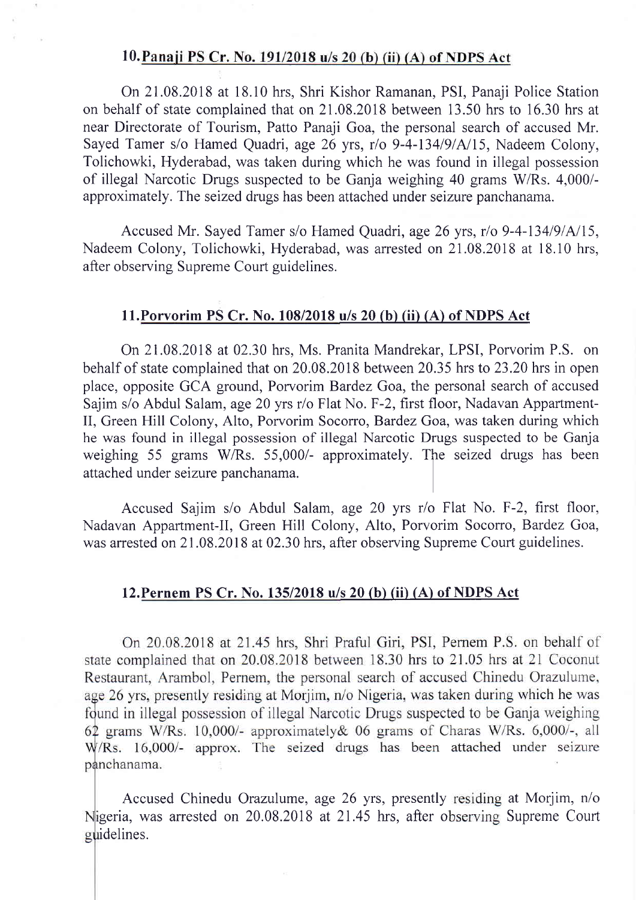### 10. Panaji PS Cr. No. 191/2018 u/s 20 (b) (ii) (A) of NDPS Act

On 21.08.2018 at 18.10 hrs, Shri Kishor Ramanan, PSI, Panaji Police Station on behalf of state complained that on 21.08.2018 between 13.50 hrs to 16.30 hrs at near Directorate of Tourism, Patto Panaji Goa, the personal search of accused Mr. Sayed Tamer s/o Hamed Quadri, age 26 yrs, r/o 9-4-134/9/A/15, Nadeem Colony, Tolichowki, Hyderabad, was taken during which he was found in illegal possession of illegal Narcotic Drugs suspected to be Ganja weighing 40 grams W/Rs. 4,000/- approximately. The seized drugs has been attached under seizure panchanama.

Accused Mr. Sayed Tamer s/o Hamed Quadri, age 26 yrs, r/o 9-4-134/9/A/15, Nadeem Colony, Tolichowki, Hyderabad, was arrested on 21.08.2018 at 18.10 hrs, after observing Supreme Court guidelines.

### 11. Porvorim PS Cr. No. 108/2018 u/s 20 (b) (ii) (A) of NDPS Act

On 21.08.2018 at 02.30 hrs, Ms. Pranita Mandrekar, LPSI, Porvorim P.S. on behalf of state complained that on 20.08.2018 between 20.35 hrs to 23.20 hrs in open place, opposite GCA ground, Porvorim Bardez Goa, the personal search of accused Sajim s/o Abdul Salam, age 20 yrs r/o Flat No. F-2, first floor, Nadavan Appartment-II, Green Hill Colony, Alto, Porvorim Socorro, Bardez Goa, was taken during which he was found in illegal possession of illegal Narcotic Drugs suspected to be Ganja weighing 55 grams W/Rs. 55,000/- approximately. The seized drugs has been attached under seizure panchanama.

Accused Sajim s/o Abdul Salam, age 20 yrs r/o Flat No. F-2, first floor, Nadavan Appartment-II, Green Hill Colony, Alto, Porvorim Socorro, Bardez Goa, was arrested on 21.08.2018 at 02.30 hrs, after observing Supreme Court guidelines.

### 12. Pernem PS Cr. No. 135/2018 u/s 20 (b) (ii) (A) of NDPS Act

On 20.08.2018 at 21.45 hrs, Shri Praful Giri, PSI, Pernem P.S. on behalf of state complained that on 20.08.2018 between 18.30 hrs to 21.05 hrs at 21 Coconut Restaurant, Arambol, Pernem, the personal search of accused Chinedu Orazulume, age 26 yrs, presently residing at Morjim, n/o Nigeria, was taken during which he was found in illegal possession of illegal Narcotic Drugs suspected to be Ganja weighing 62 grams W/Rs. 10,000/- approximately& 06 grams of Charas W/Rs. 6,000/-, all W/Rs. 16,000/- approx. The seized drugs has been attached under seizure panchanama.

Accused Chinedu Orazulume, age 26 yrs, presently residing at Morjim, n/o Nigeria, was arrested on 20.08.2018 at 21.45 hrs, after observing Supreme Court guidelines.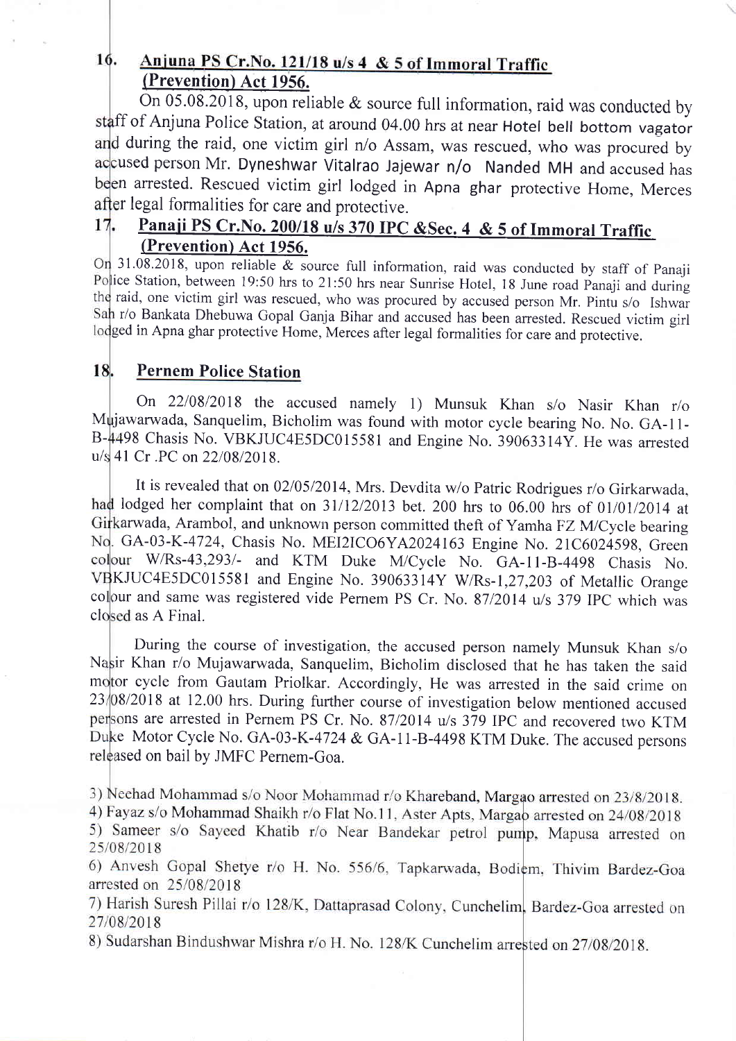## 16. Anjuna PS Cr.No. 121/18 u/s 4 & 5 of Immoral Traffic (Prevention) Act 1956.

On 05.08.2018, upon reliable & source full information, raid was conducted by staff of Anjuna Police Station, at around 04.00 hrs at near Hotel bell bottom vagator and during the raid, one victim girl n/o Assam, was rescued, who was procured by accused person Mr. Dyneshwar Vitalrao Jajewar n/o Nanded MH and accused has been arrested. Rescued victim girl lodged in Apna ghar protective Home, Merces after legal formalities for care and protective.

## 17. Panaji PS Cr.No. 200/18 u/s 370 IPC &Sec. 4 & 5 of Immoral Traffic (Prevention) Act 1956.

On 31.08.2018, upon reliable & source full information, raid was conducted by staff of Panaji Police Station, between 19:50 hrs to 21:50 hrs near Sunrise Hotel, 18 June road Panaji and during the raid, one victim girl was rescued, who was procured by accused person Mr. Pintu s/o Ishwar Sah r/o Bankata Dhebuwa Gopal Ganja Bihar and accused has been arrested. Rescued victim girl lodged in Apna ghar protective Home, Merces after legal formalities for care and protective.

## 18. Pernem Police Station

On 22/08/2018 the accused namely 1) Munsuk Khan s/o Nasir Khan r/o Mujawarwada, Sanquelim, Bicholim was found with motor cycle bearing No. No. GA-11-B-4498 Chasis No. VBKJUC4E5DC015581 and Engine No. 39063314Y. He was arrested u/s 41 Cr .PC on 22/08/2018.

It is revealed that on 02/05/2014, Mrs. Devdita w/o Patric Rodrigues r/o Girkarwada, had lodged her complaint that on 31/12/2013 bet. 200 hrs to 06.00 hrs of 01/01/2014 at Girkarwada, Arambol, and unknown person committed theft of Yamha FZ M/Cycle bearing No. GA-03-K-4724, Chasis No. MEI2ICO6YA2024163 Engine No. 21C6024598, Green colour W/Rs-43,293/- and KTM Duke M/Cycle No. GA-11-B-4498 Chasis No. VBKJUC4E5DC015581 and Engine No. 39063314Y W/Rs-1,27,203 of Metallic Orange colour and same was registered vide Pernem PS Cr. No. 87/2014 u/s 379 IPC which was closed as A Final.

During the course of investigation, the accused person namely Munsuk Khan s/o Nasir Khan r/o Mujawarwada, Sanquelim, Bicholim disclosed that he has taken the said motor cycle from Gautam Priolkar. Accordingly, He was arrested in the said crime on 23/08/2018 at 12.00 hrs. During further course of investigation below mentioned accused persons are arrested in Pernem PS Cr. No. 87/2014 u/s 379 IPC and recovered two KTM Duke Motor Cycle No. GA-03-K-4724 & GA-11-B-4498 KTM Duke. The accused persons released on bail by JMFC Pernem-Goa.

3) Neehad Mohammad s/o Noor Mohammad r/o Khareband, Margao arrested on 23/8/2018.
4) Fayaz s/o Mohammad Shaikh r/o Flat No.11, Aster Apts, Margao arrested on 24/08/2018
5) Sameer s/o Sayeed Khatib r/o Near Bandekar petrol pump, Mapusa arrested on 25/08/2018
6) Anvesh Gopal Shetye r/o H. No. 556/6, Tapkarwada, Bodiem, Thivim Bardez-Goa arrested on 25/08/2018
7) Harish Suresh Pillai r/o 128/K, Dattaprasad Colony, Cunchelim, Bardez-Goa arrested on 27/08/2018
8) Sudarshan Bindushwar Mishra r/o H. No. 128/K Cunchelim arrested on 27/08/2018.